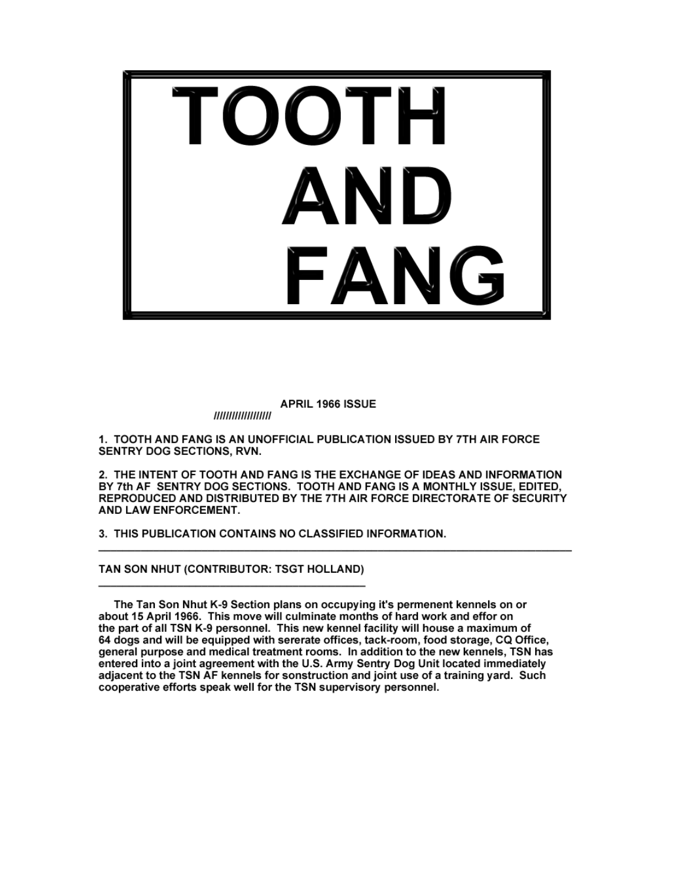# TOOTH AND FANG

**APRIL 1966 ISSUE**

**//////////////////**

**1. TOOTH AND FANG IS AN UNOFFICIAL PUBLICATION ISSUED BY 7TH AIR FORCE SENTRY DOG SECTIONS, RVN.**

**2. THE INTENT OF TOOTH AND FANG IS THE EXCHANGE OF IDEAS AND INFORMATION BY 7th AF SENTRY DOG SECTIONS. TOOTH AND FANG IS A MONTHLY ISSUE, EDITED, REPRODUCED AND DISTRIBUTED BY THE 7TH AIR FORCE DIRECTORATE OF SECURITY AND LAW ENFORCEMENT.**

**3. THIS PUBLICATION CONTAINS NO CLASSIFIED INFORMATION.**

---

**TAN SON NHUT (CONTRIBUTOR: TSGT HOLLAND)**

---

**The Tan Son Nhut K-9 Section plans on occupying it's permenent kennels on or about 15 April 1966. This move will culminate months of hard work and effor on the part of all TSN K-9 personnel. This new kennel facility will house a maximum of 64 dogs and will be equipped with sererate offices, tack-room, food storage, CQ Office, general purpose and medical treatment rooms. In addition to the new kennels, TSN has entered into a joint agreement with the U.S. Army Sentry Dog Unit located immediately adjacent to the TSN AF kennels for sonstruction and joint use of a training yard. Such cooperative efforts speak well for the TSN supervisory personnel.**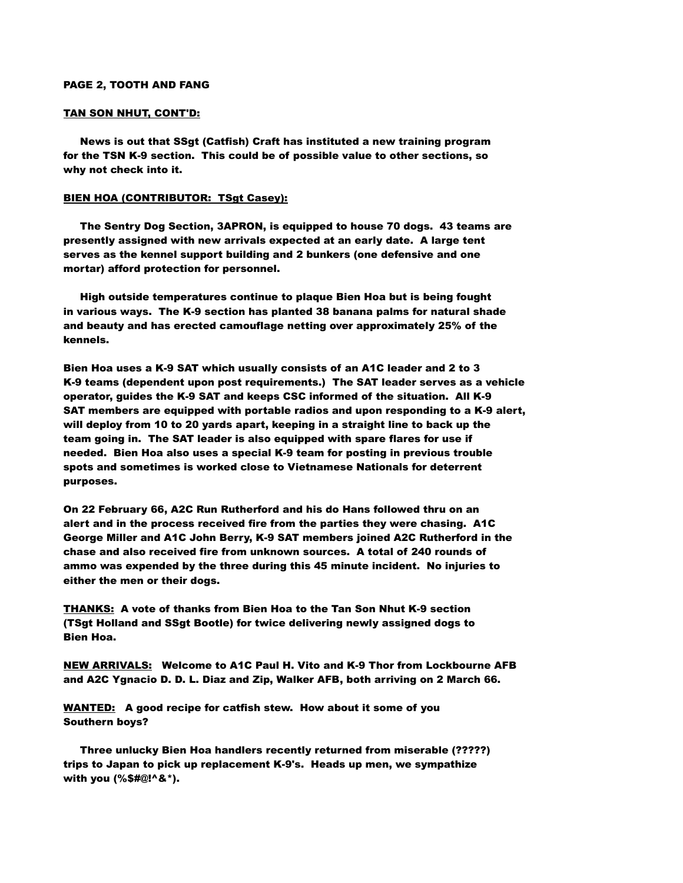PAGE 2, TOOTH AND FANG

**TAN SON NHUT, CONT'D:**

News is out that SSgt (Catfish) Craft has instituted a new training program for the TSN K-9 section. This could be of possible value to other sections, so why not check into it.

**BIEN HOA (CONTRIBUTOR: TSgt Casey):**

The Sentry Dog Section, 3APRON, is equipped to house 70 dogs. 43 teams are presently assigned with new arrivals expected at an early date. A large tent serves as the kennel support building and 2 bunkers (one defensive and one mortar) afford protection for personnel.

High outside temperatures continue to plaque Bien Hoa but is being fought in various ways. The K-9 section has planted 38 banana palms for natural shade and beauty and has erected camouflage netting over approximately 25% of the kennels.

Bien Hoa uses a K-9 SAT which usually consists of an A1C leader and 2 to 3 K-9 teams (dependent upon post requirements.) The SAT leader serves as a vehicle operator, guides the K-9 SAT and keeps CSC informed of the situation. All K-9 SAT members are equipped with portable radios and upon responding to a K-9 alert, will deploy from 10 to 20 yards apart, keeping in a straight line to back up the team going in. The SAT leader is also equipped with spare flares for use if needed. Bien Hoa also uses a special K-9 team for posting in previous trouble spots and sometimes is worked close to Vietnamese Nationals for deterrent purposes.

On 22 February 66, A2C Run Rutherford and his do Hans followed thru on an alert and in the process received fire from the parties they were chasing. A1C George Miller and A1C John Berry, K-9 SAT members joined A2C Rutherford in the chase and also received fire from unknown sources. A total of 240 rounds of ammo was expended by the three during this 45 minute incident. No injuries to either the men or their dogs.

**THANKS:** A vote of thanks from Bien Hoa to the Tan Son Nhut K-9 section (TSgt Holland and SSgt Bootle) for twice delivering newly assigned dogs to Bien Hoa.

**NEW ARRIVALS:** Welcome to A1C Paul H. Vito and K-9 Thor from Lockbourne AFB and A2C Ygnacio D. D. L. Diaz and Zip, Walker AFB, both arriving on 2 March 66.

**WANTED:** A good recipe for catfish stew. How about it some of you Southern boys?

Three unlucky Bien Hoa handlers recently returned from miserable (?????) trips to Japan to pick up replacement K-9's. Heads up men, we sympathize with you (%$#@!^&*).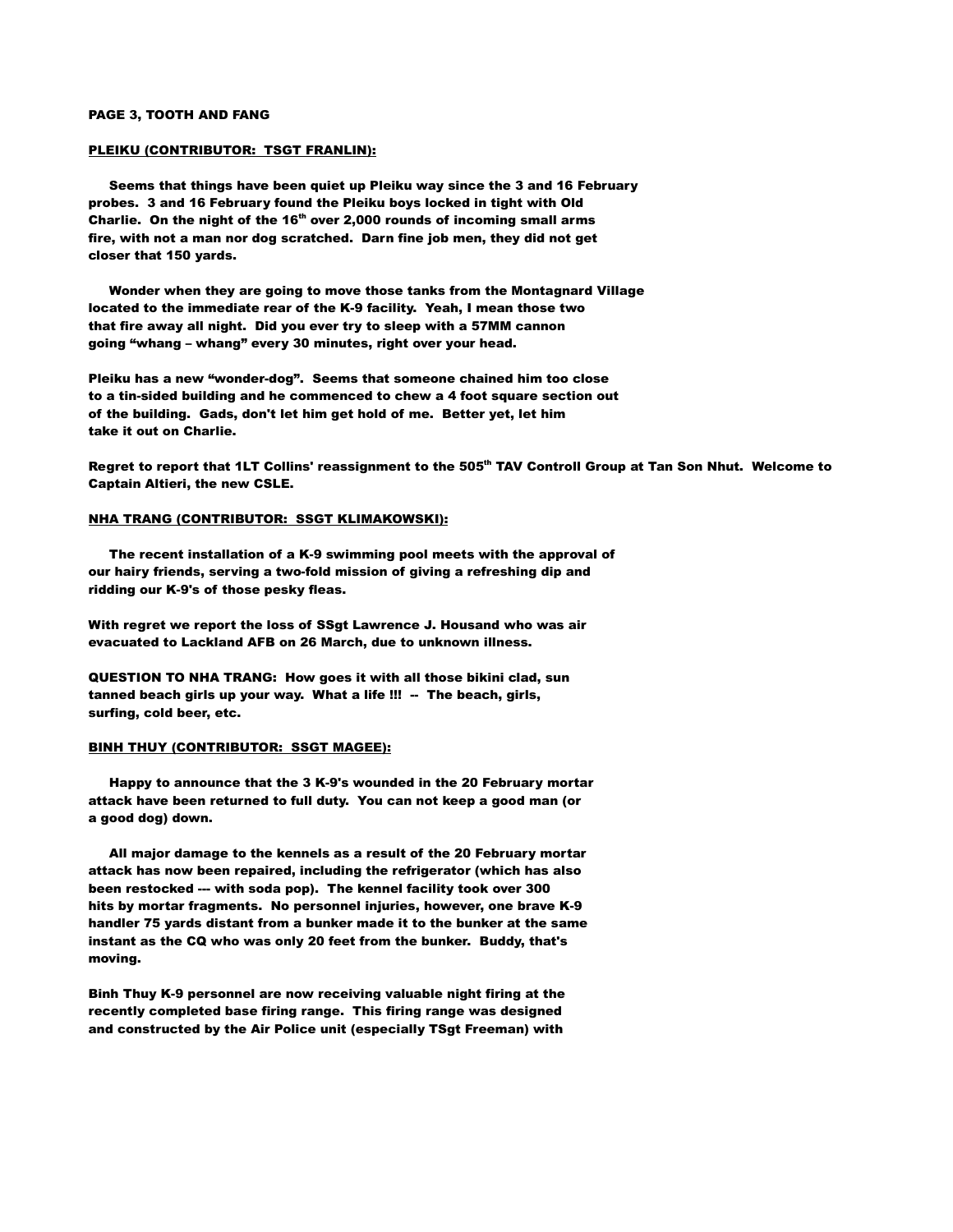**PAGE 3, TOOTH AND FANG**

**PLEIKU (CONTRIBUTOR: TSGT FRANLIN):**

**Seems that things have been quiet up Pleiku way since the 3 and 16 February probes. 3 and 16 February found the Pleiku boys locked in tight with Old Charlie. On the night of the 16th over 2,000 rounds of incoming small arms fire, with not a man nor dog scratched. Darn fine job men, they did not get closer that 150 yards.**

**Wonder when they are going to move those tanks from the Montagnard Village located to the immediate rear of the K-9 facility. Yeah, I mean those two that fire away all night. Did you ever try to sleep with a 57MM cannon going "whang – whang" every 30 minutes, right over your head.**

**Pleiku has a new "wonder-dog". Seems that someone chained him too close to a tin-sided building and he commenced to chew a 4 foot square section out of the building. Gads, don't let him get hold of me. Better yet, let him take it out on Charlie.**

**Regret to report that 1LT Collins' reassignment to the 505th TAV Controll Group at Tan Son Nhut. Welcome to Captain Altieri, the new CSLE.**

**NHA TRANG (CONTRIBUTOR: SSGT KLIMAKOWSKI):**

**The recent installation of a K-9 swimming pool meets with the approval of our hairy friends, serving a two-fold mission of giving a refreshing dip and ridding our K-9's of those pesky fleas.**

**With regret we report the loss of SSgt Lawrence J. Housand who was air evacuated to Lackland AFB on 26 March, due to unknown illness.**

**QUESTION TO NHA TRANG: How goes it with all those bikini clad, sun tanned beach girls up your way. What a life !!! -- The beach, girls, surfing, cold beer, etc.**

**BINH THUY (CONTRIBUTOR: SSGT MAGEE):**

**Happy to announce that the 3 K-9's wounded in the 20 February mortar attack have been returned to full duty. You can not keep a good man (or a good dog) down.**

**All major damage to the kennels as a result of the 20 February mortar attack has now been repaired, including the refrigerator (which has also been restocked --- with soda pop). The kennel facility took over 300 hits by mortar fragments. No personnel injuries, however, one brave K-9 handler 75 yards distant from a bunker made it to the bunker at the same instant as the CQ who was only 20 feet from the bunker. Buddy, that's moving.**

**Binh Thuy K-9 personnel are now receiving valuable night firing at the recently completed base firing range. This firing range was designed and constructed by the Air Police unit (especially TSgt Freeman) with**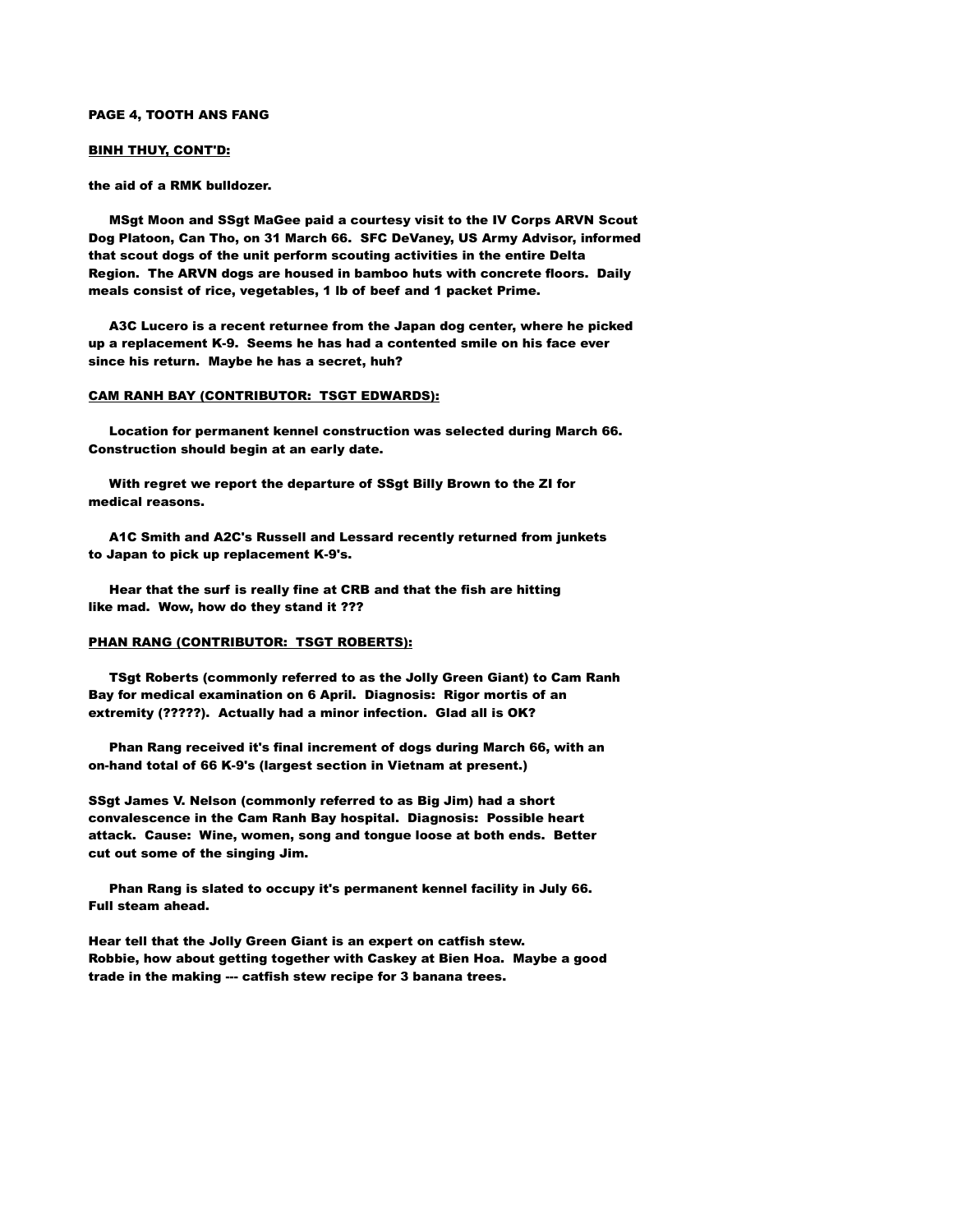**PAGE 4, TOOTH ANS FANG**

**BINH THUY, CONT'D:**

the aid of a RMK bulldozer.

MSgt Moon and SSgt MaGee paid a courtesy visit to the IV Corps ARVN Scout Dog Platoon, Can Tho, on 31 March 66. SFC DeVaney, US Army Advisor, informed that scout dogs of the unit perform scouting activities in the entire Delta Region. The ARVN dogs are housed in bamboo huts with concrete floors. Daily meals consist of rice, vegetables, 1 lb of beef and 1 packet Prime.

A3C Lucero is a recent returnee from the Japan dog center, where he picked up a replacement K-9. Seems he has had a contented smile on his face ever since his return. Maybe he has a secret, huh?

**CAM RANH BAY (CONTRIBUTOR: TSGT EDWARDS):**

Location for permanent kennel construction was selected during March 66. Construction should begin at an early date.

With regret we report the departure of SSgt Billy Brown to the ZI for medical reasons.

A1C Smith and A2C's Russell and Lessard recently returned from junkets to Japan to pick up replacement K-9's.

Hear that the surf is really fine at CRB and that the fish are hitting like mad. Wow, how do they stand it ???

**PHAN RANG (CONTRIBUTOR: TSGT ROBERTS):**

TSgt Roberts (commonly referred to as the Jolly Green Giant) to Cam Ranh Bay for medical examination on 6 April. Diagnosis: Rigor mortis of an extremity (?????). Actually had a minor infection. Glad all is OK?

Phan Rang received it's final increment of dogs during March 66, with an on-hand total of 66 K-9's (largest section in Vietnam at present.)

SSgt James V. Nelson (commonly referred to as Big Jim) had a short convalescence in the Cam Ranh Bay hospital. Diagnosis: Possible heart attack. Cause: Wine, women, song and tongue loose at both ends. Better cut out some of the singing Jim.

Phan Rang is slated to occupy it's permanent kennel facility in July 66. Full steam ahead.

Hear tell that the Jolly Green Giant is an expert on catfish stew. Robbie, how about getting together with Caskey at Bien Hoa. Maybe a good trade in the making --- catfish stew recipe for 3 banana trees.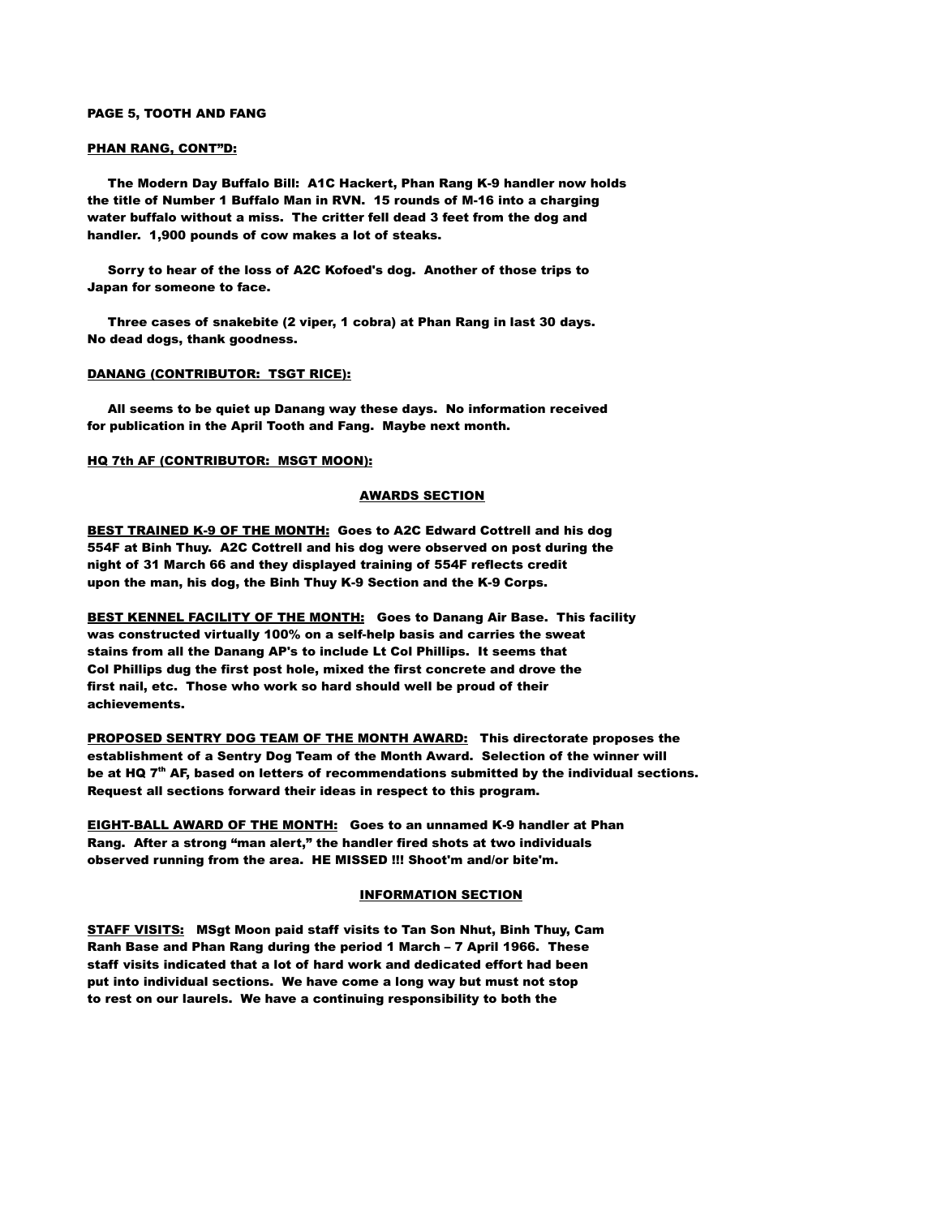**PAGE 5, TOOTH AND FANG**

**PHAN RANG, CONT"D:**

**The Modern Day Buffalo Bill: A1C Hackert, Phan Rang K-9 handler now holds the title of Number 1 Buffalo Man in RVN. 15 rounds of M-16 into a charging water buffalo without a miss. The critter fell dead 3 feet from the dog and handler. 1,900 pounds of cow makes a lot of steaks.**

**Sorry to hear of the loss of A2C Kofoed's dog. Another of those trips to Japan for someone to face.**

**Three cases of snakebite (2 viper, 1 cobra) at Phan Rang in last 30 days. No dead dogs, thank goodness.**

**DANANG (CONTRIBUTOR: TSGT RICE):**

**All seems to be quiet up Danang way these days. No information received for publication in the April Tooth and Fang. Maybe next month.**

**HQ 7th AF (CONTRIBUTOR: MSGT MOON):**

## AWARDS SECTION

**BEST TRAINED K-9 OF THE MONTH: Goes to A2C Edward Cottrell and his dog 554F at Binh Thuy. A2C Cottrell and his dog were observed on post during the night of 31 March 66 and they displayed training of 554F reflects credit upon the man, his dog, the Binh Thuy K-9 Section and the K-9 Corps.**

**BEST KENNEL FACILITY OF THE MONTH: Goes to Danang Air Base. This facility was constructed virtually 100% on a self-help basis and carries the sweat stains from all the Danang AP's to include Lt Col Phillips. It seems that Col Phillips dug the first post hole, mixed the first concrete and drove the first nail, etc. Those who work so hard should well be proud of their achievements.**

**PROPOSED SENTRY DOG TEAM OF THE MONTH AWARD: This directorate proposes the establishment of a Sentry Dog Team of the Month Award. Selection of the winner will be at HQ 7th AF, based on letters of recommendations submitted by the individual sections. Request all sections forward their ideas in respect to this program.**

**EIGHT-BALL AWARD OF THE MONTH: Goes to an unnamed K-9 handler at Phan Rang. After a strong "man alert," the handler fired shots at two individuals observed running from the area. HE MISSED !!! Shoot'm and/or bite'm.**

## INFORMATION SECTION

**STAFF VISITS: MSgt Moon paid staff visits to Tan Son Nhut, Binh Thuy, Cam Ranh Base and Phan Rang during the period 1 March – 7 April 1966. These staff visits indicated that a lot of hard work and dedicated effort had been put into individual sections. We have come a long way but must not stop to rest on our laurels. We have a continuing responsibility to both the**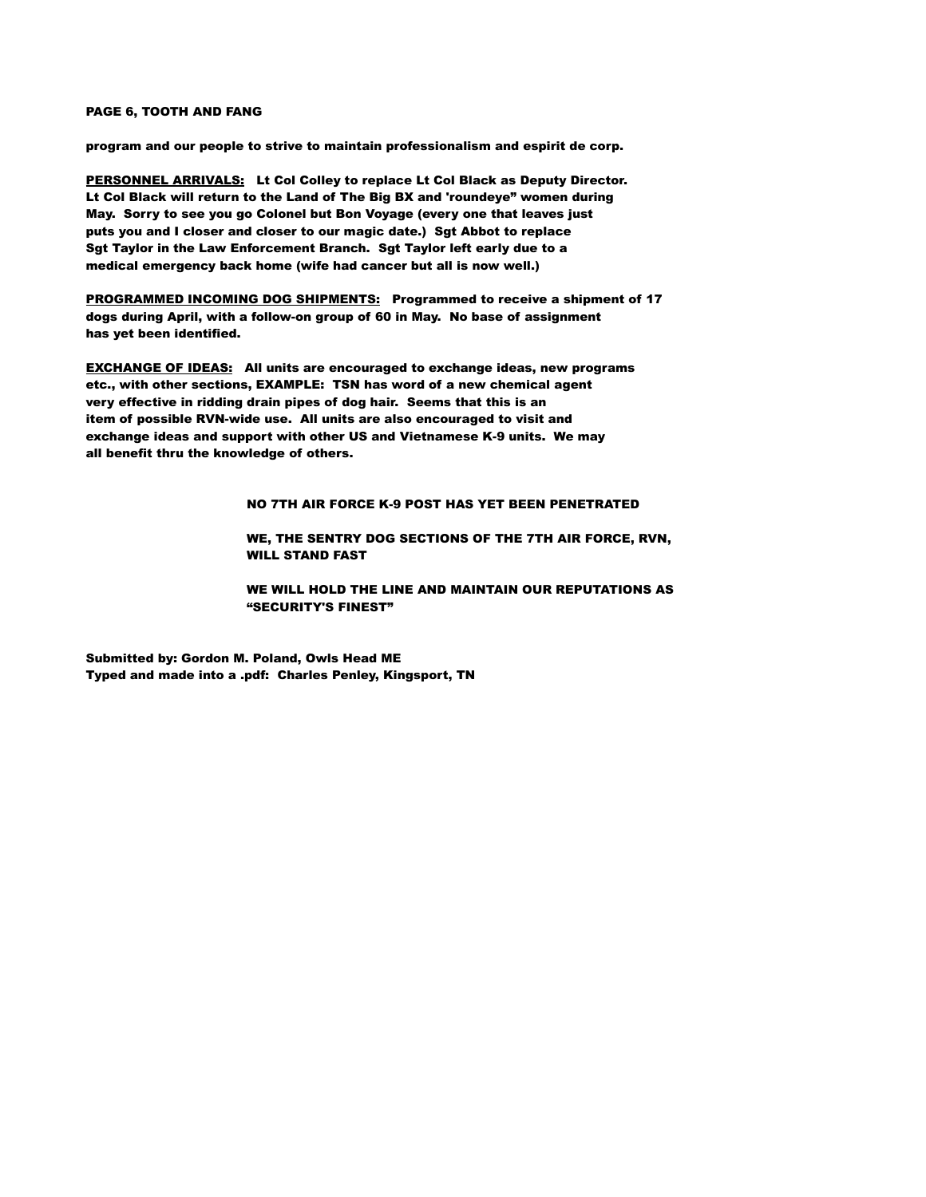program and our people to strive to maintain professionalism and espirit de corp.

**PERSONNEL ARRIVALS:** Lt Col Colley to replace Lt Col Black as Deputy Director. Lt Col Black will return to the Land of The Big BX and 'roundeye" women during May. Sorry to see you go Colonel but Bon Voyage (every one that leaves just puts you and I closer and closer to our magic date.) Sgt Abbot to replace Sgt Taylor in the Law Enforcement Branch. Sgt Taylor left early due to a medical emergency back home (wife had cancer but all is now well.)

**PROGRAMMED INCOMING DOG SHIPMENTS:** Programmed to receive a shipment of 17 dogs during April, with a follow-on group of 60 in May. No base of assignment has yet been identified.

**EXCHANGE OF IDEAS:** All units are encouraged to exchange ideas, new programs etc., with other sections, EXAMPLE: TSN has word of a new chemical agent very effective in ridding drain pipes of dog hair. Seems that this is an item of possible RVN-wide use. All units are also encouraged to visit and exchange ideas and support with other US and Vietnamese K-9 units. We may all benefit thru the knowledge of others.

NO 7TH AIR FORCE K-9 POST HAS YET BEEN PENETRATED

WE, THE SENTRY DOG SECTIONS OF THE 7TH AIR FORCE, RVN, WILL STAND FAST

WE WILL HOLD THE LINE AND MAINTAIN OUR REPUTATIONS AS "SECURITY'S FINEST"

Submitted by: Gordon M. Poland, Owls Head ME
Typed and made into a .pdf: Charles Penley, Kingsport, TN